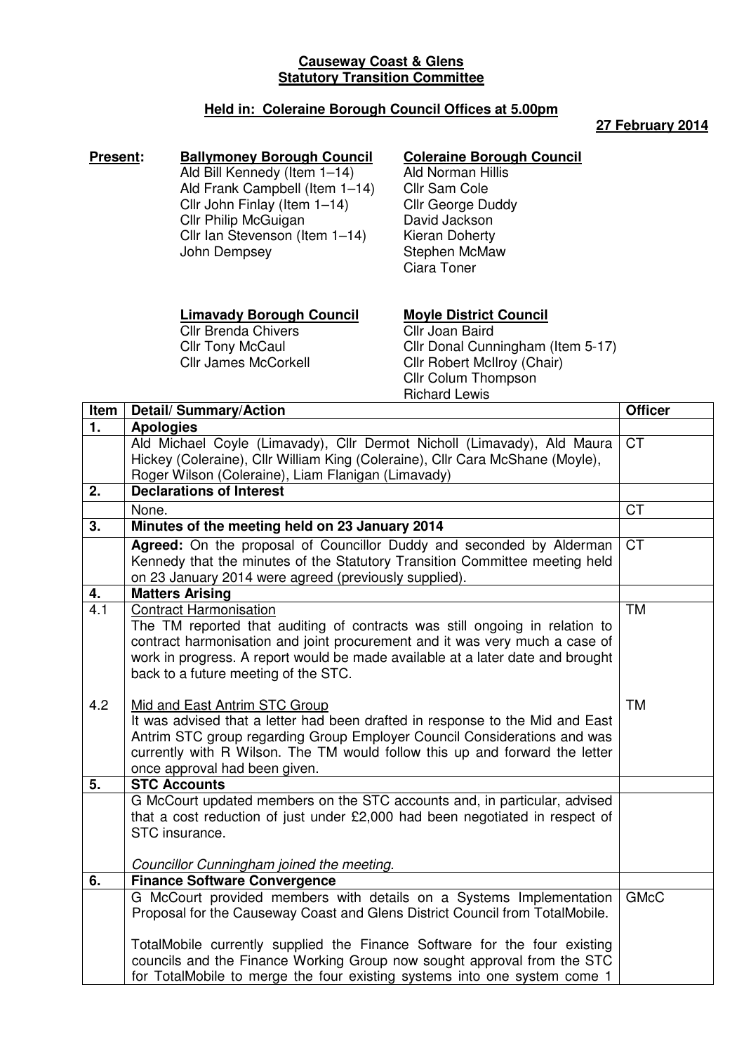**Causeway Coast & Glens**
**Statutory Transition Committee**

**Held in: Coleraine Borough Council Offices at 5.00pm**

**27 February 2014**

**Present:**

**Ballymoney Borough Council**
Ald Bill Kennedy (Item 1–14)
Ald Frank Campbell (Item 1–14)
Cllr John Finlay (Item 1–14)
Cllr Philip McGuigan
Cllr Ian Stevenson (Item 1–14)
John Dempsey

**Coleraine Borough Council**
Ald Norman Hillis
Cllr Sam Cole
Cllr George Duddy
David Jackson
Kieran Doherty
Stephen McMaw
Ciara Toner

**Limavady Borough Council**
Cllr Brenda Chivers
Cllr Tony McCaul
Cllr James McCorkell

**Moyle District Council**
Cllr Joan Baird
Cllr Donal Cunningham (Item 5-17)
Cllr Robert McIlroy (Chair)
Cllr Colum Thompson
Richard Lewis

| Item | Detail/ Summary/Action | Officer |
|---|---|---|
| **1.** | **Apologies** | |
| | Ald Michael Coyle (Limavady), Cllr Dermot Nicholl (Limavady), Ald Maura Hickey (Coleraine), Cllr William King (Coleraine), Cllr Cara McShane (Moyle), Roger Wilson (Coleraine), Liam Flanigan (Limavady) | CT |
| **2.** | **Declarations of Interest** | |
| | None. | CT |
| **3.** | **Minutes of the meeting held on 23 January 2014** | |
| | **Agreed:** On the proposal of Councillor Duddy and seconded by Alderman Kennedy that the minutes of the Statutory Transition Committee meeting held on 23 January 2014 were agreed (previously supplied). | CT |
| **4.** | **Matters Arising** | |
| 4.1 | Contract Harmonisation<br>The TM reported that auditing of contracts was still ongoing in relation to contract harmonisation and joint procurement and it was very much a case of work in progress. A report would be made available at a later date and brought back to a future meeting of the STC. | TM |
| 4.2 | Mid and East Antrim STC Group<br>It was advised that a letter had been drafted in response to the Mid and East Antrim STC group regarding Group Employer Council Considerations and was currently with R Wilson. The TM would follow this up and forward the letter once approval had been given. | TM |
| **5.** | **STC Accounts** | |
| | G McCourt updated members on the STC accounts and, in particular, advised that a cost reduction of just under £2,000 had been negotiated in respect of STC insurance.<br><br>*Councillor Cunningham joined the meeting.* | |
| **6.** | **Finance Software Convergence** | |
| | G McCourt provided members with details on a Systems Implementation Proposal for the Causeway Coast and Glens District Council from TotalMobile.<br><br>TotalMobile currently supplied the Finance Software for the four existing councils and the Finance Working Group now sought approval from the STC for TotalMobile to merge the four existing systems into one system come 1 | GMcC |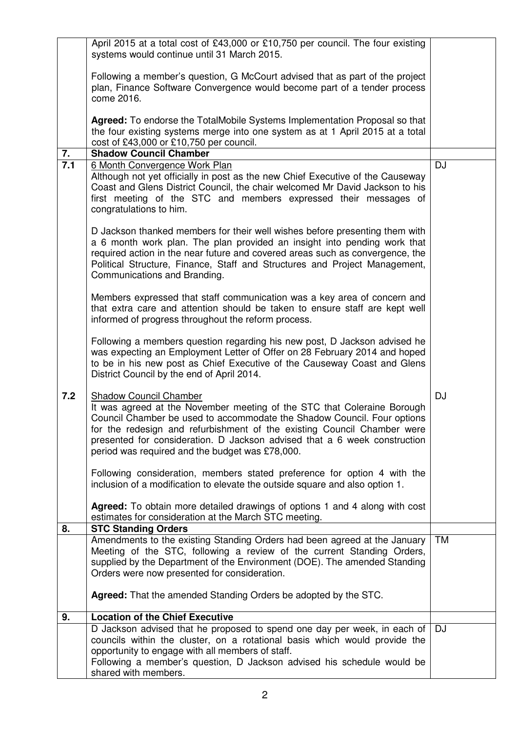| | | |
|---|---|---|
| | April 2015 at a total cost of £43,000 or £10,750 per council. The four existing systems would continue until 31 March 2015.<br><br>Following a member's question, G McCourt advised that as part of the project plan, Finance Software Convergence would become part of a tender process come 2016.<br><br>**Agreed:** To endorse the TotalMobile Systems Implementation Proposal so that the four existing systems merge into one system as at 1 April 2015 at a total cost of £43,000 or £10,750 per council. | |
| **7.** | **Shadow Council Chamber** | |
| **7.1** | <u>6 Month Convergence Work Plan</u><br>Although not yet officially in post as the new Chief Executive of the Causeway Coast and Glens District Council, the chair welcomed Mr David Jackson to his first meeting of the STC and members expressed their messages of congratulations to him.<br><br>D Jackson thanked members for their well wishes before presenting them with a 6 month work plan. The plan provided an insight into pending work that required action in the near future and covered areas such as convergence, the Political Structure, Finance, Staff and Structures and Project Management, Communications and Branding.<br><br>Members expressed that staff communication was a key area of concern and that extra care and attention should be taken to ensure staff are kept well informed of progress throughout the reform process.<br><br>Following a members question regarding his new post, D Jackson advised he was expecting an Employment Letter of Offer on 28 February 2014 and hoped to be in his new post as Chief Executive of the Causeway Coast and Glens District Council by the end of April 2014. | DJ |
| **7.2** | <u>Shadow Council Chamber</u><br>It was agreed at the November meeting of the STC that Coleraine Borough Council Chamber be used to accommodate the Shadow Council. Four options for the redesign and refurbishment of the existing Council Chamber were presented for consideration. D Jackson advised that a 6 week construction period was required and the budget was £78,000.<br><br>Following consideration, members stated preference for option 4 with the inclusion of a modification to elevate the outside square and also option 1.<br><br>**Agreed:** To obtain more detailed drawings of options 1 and 4 along with cost estimates for consideration at the March STC meeting. | DJ |
| **8.** | **STC Standing Orders** | |
| | Amendments to the existing Standing Orders had been agreed at the January Meeting of the STC, following a review of the current Standing Orders, supplied by the Department of the Environment (DOE). The amended Standing Orders were now presented for consideration.<br><br>**Agreed:** That the amended Standing Orders be adopted by the STC. | TM |
| **9.** | **Location of the Chief Executive** | |
| | D Jackson advised that he proposed to spend one day per week, in each of councils within the cluster, on a rotational basis which would provide the opportunity to engage with all members of staff.<br>Following a member's question, D Jackson advised his schedule would be shared with members. | DJ |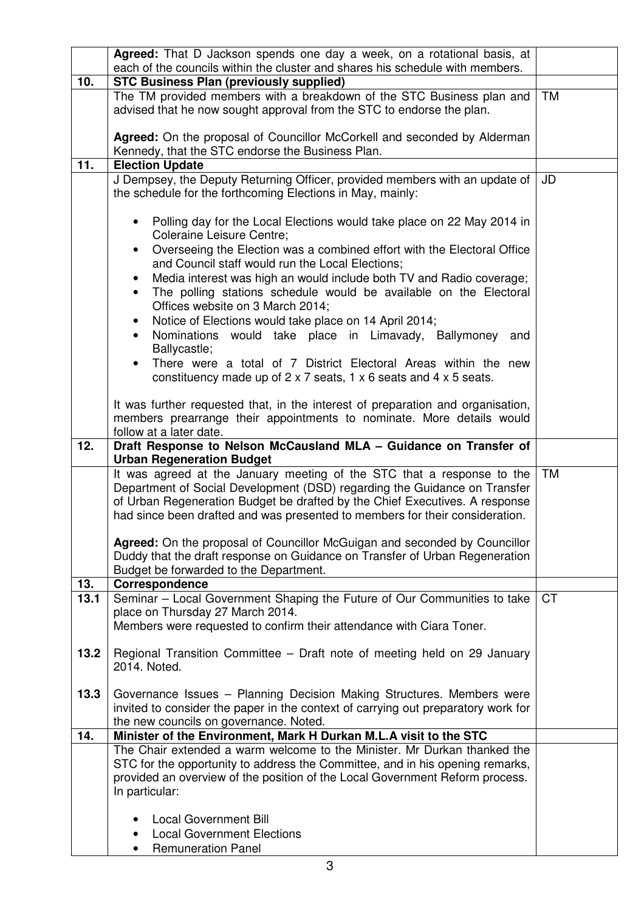| | | |
|---|---|---|
| | **Agreed:** That D Jackson spends one day a week, on a rotational basis, at each of the councils within the cluster and shares his schedule with members. | |
| **10.** | **STC Business Plan (previously supplied)** | |
| | The TM provided members with a breakdown of the STC Business plan and advised that he now sought approval from the STC to endorse the plan.<br><br>**Agreed:** On the proposal of Councillor McCorkell and seconded by Alderman Kennedy, that the STC endorse the Business Plan. | TM |
| **11.** | **Election Update** | |
| | J Dempsey, the Deputy Returning Officer, provided members with an update of the schedule for the forthcoming Elections in May, mainly:<br><br>• Polling day for the Local Elections would take place on 22 May 2014 in Coleraine Leisure Centre;<br>• Overseeing the Election was a combined effort with the Electoral Office and Council staff would run the Local Elections;<br>• Media interest was high an would include both TV and Radio coverage;<br>• The polling stations schedule would be available on the Electoral Offices website on 3 March 2014;<br>• Notice of Elections would take place on 14 April 2014;<br>• Nominations would take place in Limavady, Ballymoney and Ballycastle;<br>• There were a total of 7 District Electoral Areas within the new constituency made up of 2 x 7 seats, 1 x 6 seats and 4 x 5 seats.<br><br>It was further requested that, in the interest of preparation and organisation, members prearrange their appointments to nominate. More details would follow at a later date. | JD |
| **12.** | **Draft Response to Nelson McCausland MLA – Guidance on Transfer of Urban Regeneration Budget** | |
| | It was agreed at the January meeting of the STC that a response to the Department of Social Development (DSD) regarding the Guidance on Transfer of Urban Regeneration Budget be drafted by the Chief Executives. A response had since been drafted and was presented to members for their consideration.<br><br>**Agreed:** On the proposal of Councillor McGuigan and seconded by Councillor Duddy that the draft response on Guidance on Transfer of Urban Regeneration Budget be forwarded to the Department. | TM |
| **13.** | **Correspondence** | |
| **13.1** | Seminar – Local Government Shaping the Future of Our Communities to take place on Thursday 27 March 2014.<br>Members were requested to confirm their attendance with Ciara Toner. | CT |
| **13.2** | Regional Transition Committee – Draft note of meeting held on 29 January 2014. Noted. | |
| **13.3** | Governance Issues – Planning Decision Making Structures. Members were invited to consider the paper in the context of carrying out preparatory work for the new councils on governance. Noted. | |
| **14.** | **Minister of the Environment, Mark H Durkan M.L.A visit to the STC** | |
| | The Chair extended a warm welcome to the Minister. Mr Durkan thanked the STC for the opportunity to address the Committee, and in his opening remarks, provided an overview of the position of the Local Government Reform process. In particular:<br><br>• Local Government Bill<br>• Local Government Elections<br>• Remuneration Panel | |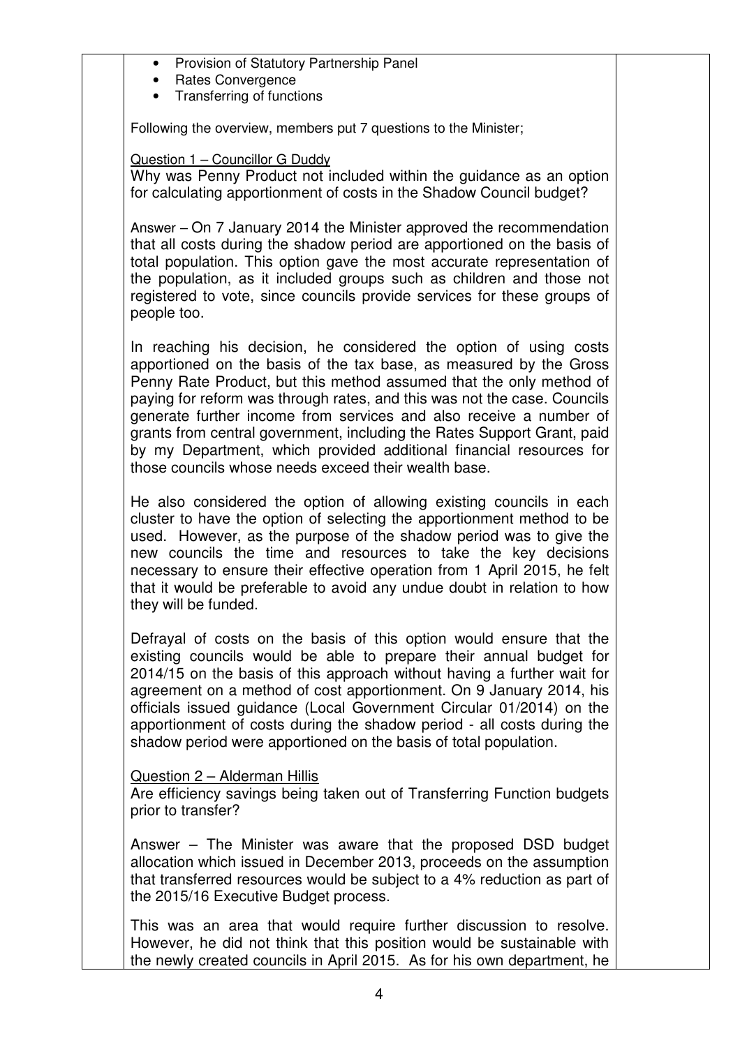- Provision of Statutory Partnership Panel
- Rates Convergence
- Transferring of functions

Following the overview, members put 7 questions to the Minister;

Question 1 – Councillor G Duddy

Why was Penny Product not included within the guidance as an option for calculating apportionment of costs in the Shadow Council budget?

Answer – On 7 January 2014 the Minister approved the recommendation that all costs during the shadow period are apportioned on the basis of total population. This option gave the most accurate representation of the population, as it included groups such as children and those not registered to vote, since councils provide services for these groups of people too.

In reaching his decision, he considered the option of using costs apportioned on the basis of the tax base, as measured by the Gross Penny Rate Product, but this method assumed that the only method of paying for reform was through rates, and this was not the case. Councils generate further income from services and also receive a number of grants from central government, including the Rates Support Grant, paid by my Department, which provided additional financial resources for those councils whose needs exceed their wealth base.

He also considered the option of allowing existing councils in each cluster to have the option of selecting the apportionment method to be used. However, as the purpose of the shadow period was to give the new councils the time and resources to take the key decisions necessary to ensure their effective operation from 1 April 2015, he felt that it would be preferable to avoid any undue doubt in relation to how they will be funded.

Defrayal of costs on the basis of this option would ensure that the existing councils would be able to prepare their annual budget for 2014/15 on the basis of this approach without having a further wait for agreement on a method of cost apportionment. On 9 January 2014, his officials issued guidance (Local Government Circular 01/2014) on the apportionment of costs during the shadow period - all costs during the shadow period were apportioned on the basis of total population.

Question 2 – Alderman Hillis

Are efficiency savings being taken out of Transferring Function budgets prior to transfer?

Answer – The Minister was aware that the proposed DSD budget allocation which issued in December 2013, proceeds on the assumption that transferred resources would be subject to a 4% reduction as part of the 2015/16 Executive Budget process.

This was an area that would require further discussion to resolve. However, he did not think that this position would be sustainable with the newly created councils in April 2015. As for his own department, he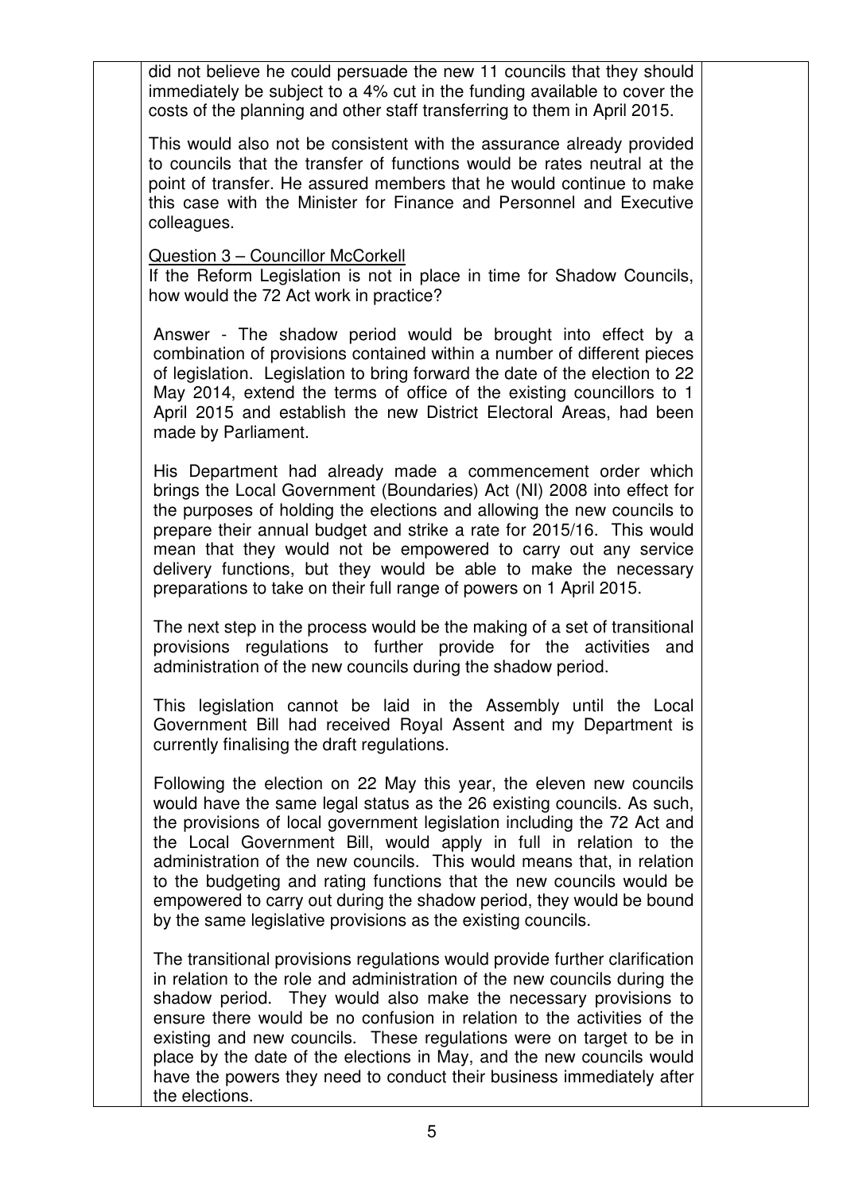did not believe he could persuade the new 11 councils that they should immediately be subject to a 4% cut in the funding available to cover the costs of the planning and other staff transferring to them in April 2015.

This would also not be consistent with the assurance already provided to councils that the transfer of functions would be rates neutral at the point of transfer. He assured members that he would continue to make this case with the Minister for Finance and Personnel and Executive colleagues.

Question 3 – Councillor McCorkell
If the Reform Legislation is not in place in time for Shadow Councils, how would the 72 Act work in practice?

Answer - The shadow period would be brought into effect by a combination of provisions contained within a number of different pieces of legislation. Legislation to bring forward the date of the election to 22 May 2014, extend the terms of office of the existing councillors to 1 April 2015 and establish the new District Electoral Areas, had been made by Parliament.

His Department had already made a commencement order which brings the Local Government (Boundaries) Act (NI) 2008 into effect for the purposes of holding the elections and allowing the new councils to prepare their annual budget and strike a rate for 2015/16. This would mean that they would not be empowered to carry out any service delivery functions, but they would be able to make the necessary preparations to take on their full range of powers on 1 April 2015.

The next step in the process would be the making of a set of transitional provisions regulations to further provide for the activities and administration of the new councils during the shadow period.

This legislation cannot be laid in the Assembly until the Local Government Bill had received Royal Assent and my Department is currently finalising the draft regulations.

Following the election on 22 May this year, the eleven new councils would have the same legal status as the 26 existing councils. As such, the provisions of local government legislation including the 72 Act and the Local Government Bill, would apply in full in relation to the administration of the new councils. This would means that, in relation to the budgeting and rating functions that the new councils would be empowered to carry out during the shadow period, they would be bound by the same legislative provisions as the existing councils.

The transitional provisions regulations would provide further clarification in relation to the role and administration of the new councils during the shadow period. They would also make the necessary provisions to ensure there would be no confusion in relation to the activities of the existing and new councils. These regulations were on target to be in place by the date of the elections in May, and the new councils would have the powers they need to conduct their business immediately after the elections.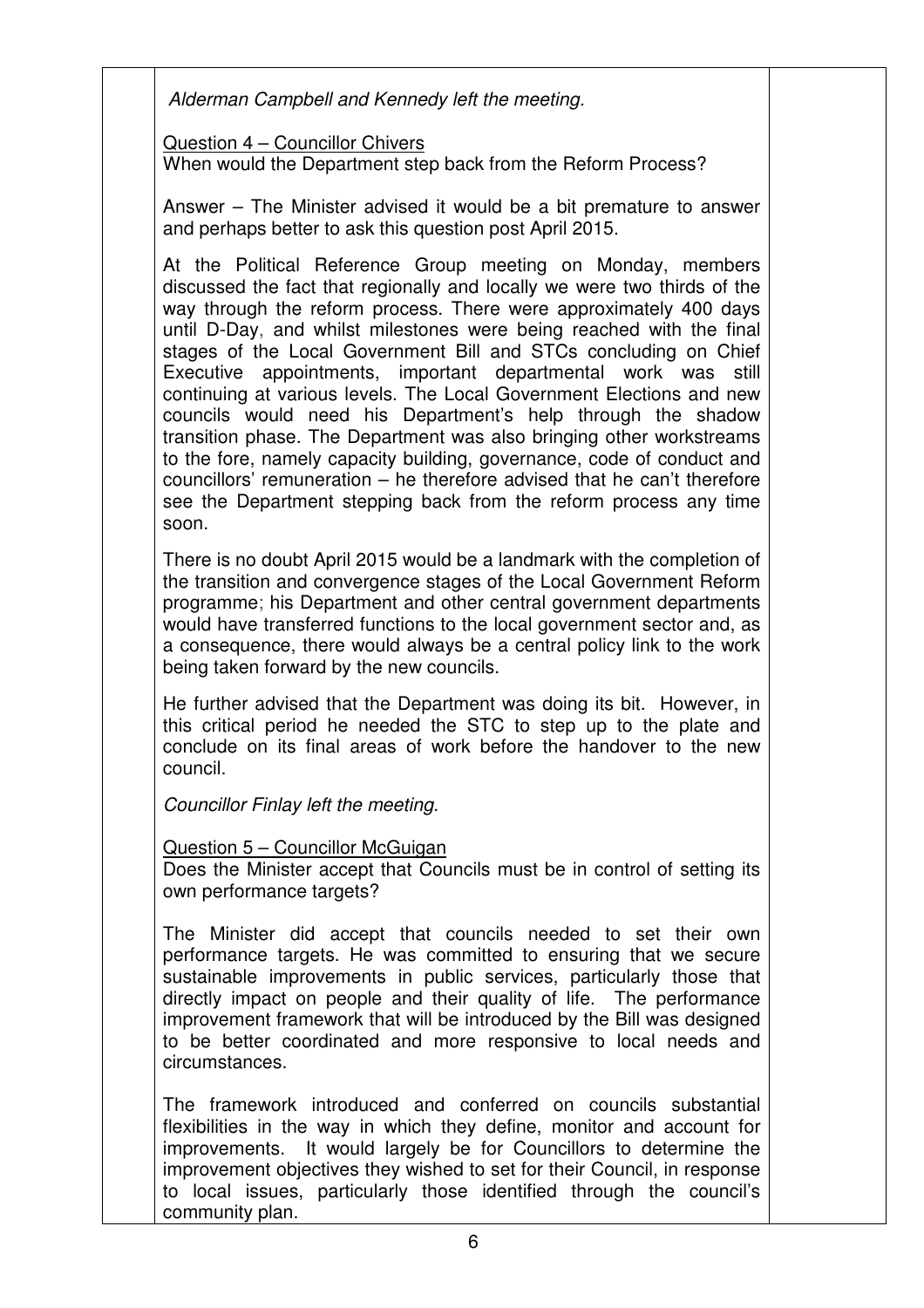*Alderman Campbell and Kennedy left the meeting.*

Question 4 – Councillor Chivers
When would the Department step back from the Reform Process?

Answer – The Minister advised it would be a bit premature to answer and perhaps better to ask this question post April 2015.

At the Political Reference Group meeting on Monday, members discussed the fact that regionally and locally we were two thirds of the way through the reform process. There were approximately 400 days until D-Day, and whilst milestones were being reached with the final stages of the Local Government Bill and STCs concluding on Chief Executive appointments, important departmental work was still continuing at various levels. The Local Government Elections and new councils would need his Department's help through the shadow transition phase. The Department was also bringing other workstreams to the fore, namely capacity building, governance, code of conduct and councillors' remuneration – he therefore advised that he can't therefore see the Department stepping back from the reform process any time soon.

There is no doubt April 2015 would be a landmark with the completion of the transition and convergence stages of the Local Government Reform programme; his Department and other central government departments would have transferred functions to the local government sector and, as a consequence, there would always be a central policy link to the work being taken forward by the new councils.

He further advised that the Department was doing its bit. However, in this critical period he needed the STC to step up to the plate and conclude on its final areas of work before the handover to the new council.

*Councillor Finlay left the meeting.*

Question 5 – Councillor McGuigan
Does the Minister accept that Councils must be in control of setting its own performance targets?

The Minister did accept that councils needed to set their own performance targets. He was committed to ensuring that we secure sustainable improvements in public services, particularly those that directly impact on people and their quality of life. The performance improvement framework that will be introduced by the Bill was designed to be better coordinated and more responsive to local needs and circumstances.

The framework introduced and conferred on councils substantial flexibilities in the way in which they define, monitor and account for improvements. It would largely be for Councillors to determine the improvement objectives they wished to set for their Council, in response to local issues, particularly those identified through the council's community plan.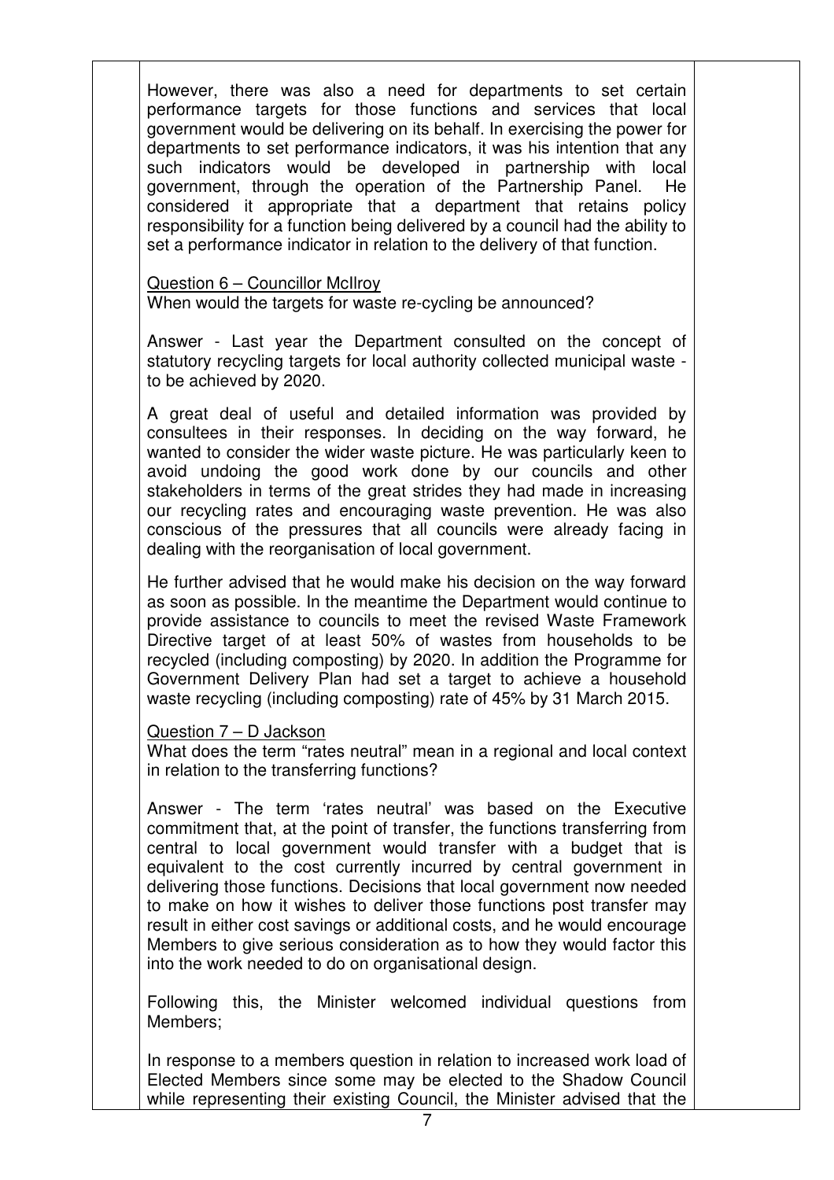However, there was also a need for departments to set certain performance targets for those functions and services that local government would be delivering on its behalf. In exercising the power for departments to set performance indicators, it was his intention that any such indicators would be developed in partnership with local government, through the operation of the Partnership Panel. He considered it appropriate that a department that retains policy responsibility for a function being delivered by a council had the ability to set a performance indicator in relation to the delivery of that function.

Question 6 – Councillor McIlroy
When would the targets for waste re-cycling be announced?

Answer - Last year the Department consulted on the concept of statutory recycling targets for local authority collected municipal waste - to be achieved by 2020.

A great deal of useful and detailed information was provided by consultees in their responses. In deciding on the way forward, he wanted to consider the wider waste picture. He was particularly keen to avoid undoing the good work done by our councils and other stakeholders in terms of the great strides they had made in increasing our recycling rates and encouraging waste prevention. He was also conscious of the pressures that all councils were already facing in dealing with the reorganisation of local government.

He further advised that he would make his decision on the way forward as soon as possible. In the meantime the Department would continue to provide assistance to councils to meet the revised Waste Framework Directive target of at least 50% of wastes from households to be recycled (including composting) by 2020. In addition the Programme for Government Delivery Plan had set a target to achieve a household waste recycling (including composting) rate of 45% by 31 March 2015.

Question 7 – D Jackson
What does the term "rates neutral" mean in a regional and local context in relation to the transferring functions?

Answer - The term 'rates neutral' was based on the Executive commitment that, at the point of transfer, the functions transferring from central to local government would transfer with a budget that is equivalent to the cost currently incurred by central government in delivering those functions. Decisions that local government now needed to make on how it wishes to deliver those functions post transfer may result in either cost savings or additional costs, and he would encourage Members to give serious consideration as to how they would factor this into the work needed to do on organisational design.

Following this, the Minister welcomed individual questions from Members;

In response to a members question in relation to increased work load of Elected Members since some may be elected to the Shadow Council while representing their existing Council, the Minister advised that the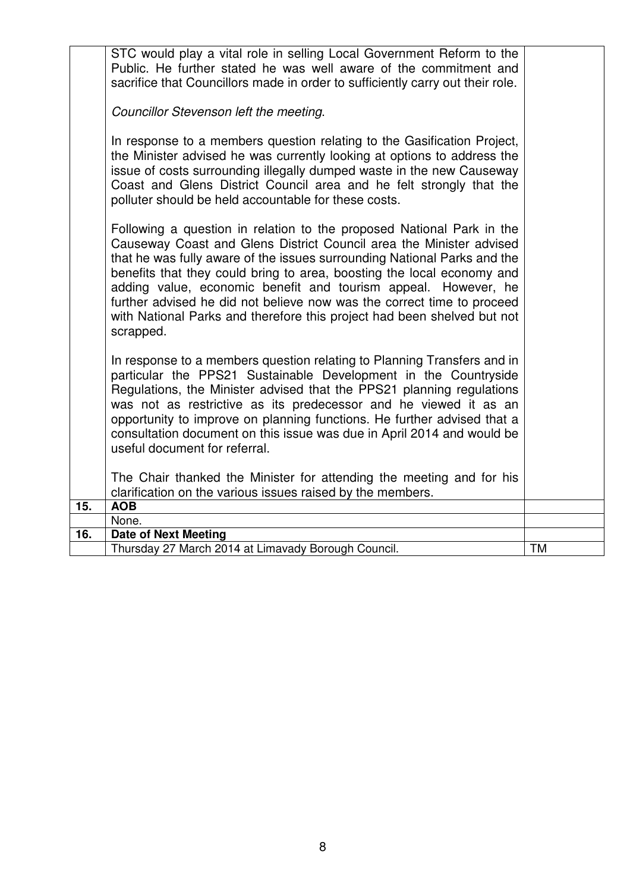| | | |
|---|---|---|
| | STC would play a vital role in selling Local Government Reform to the Public. He further stated he was well aware of the commitment and sacrifice that Councillors made in order to sufficiently carry out their role.<br><br>*Councillor Stevenson left the meeting.*<br><br>In response to a members question relating to the Gasification Project, the Minister advised he was currently looking at options to address the issue of costs surrounding illegally dumped waste in the new Causeway Coast and Glens District Council area and he felt strongly that the polluter should be held accountable for these costs.<br><br>Following a question in relation to the proposed National Park in the Causeway Coast and Glens District Council area the Minister advised that he was fully aware of the issues surrounding National Parks and the benefits that they could bring to area, boosting the local economy and adding value, economic benefit and tourism appeal. However, he further advised he did not believe now was the correct time to proceed with National Parks and therefore this project had been shelved but not scrapped.<br><br>In response to a members question relating to Planning Transfers and in particular the PPS21 Sustainable Development in the Countryside Regulations, the Minister advised that the PPS21 planning regulations was not as restrictive as its predecessor and he viewed it as an opportunity to improve on planning functions. He further advised that a consultation document on this issue was due in April 2014 and would be useful document for referral.<br><br>The Chair thanked the Minister for attending the meeting and for his clarification on the various issues raised by the members. | |
| **15.** | **AOB** | |
| | None. | |
| **16.** | **Date of Next Meeting** | |
| | Thursday 27 March 2014 at Limavady Borough Council. | TM |